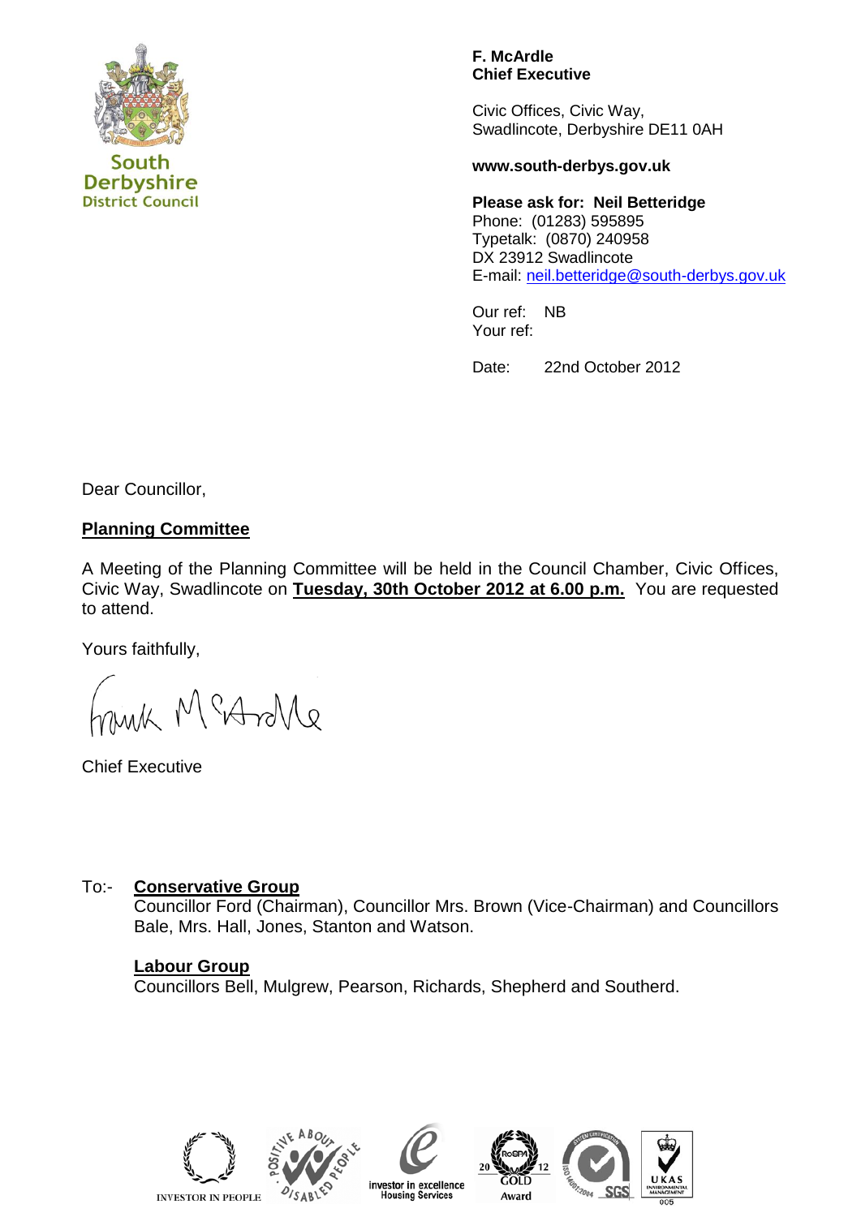South Derbyshire District Council

**F. McArdle**
**Chief Executive**

Civic Offices, Civic Way,
Swadlincote, Derbyshire DE11 0AH

**www.south-derbys.gov.uk**

**Please ask for: Neil Betteridge**
Phone: (01283) 595895
Typetalk: (0870) 240958
DX 23912 Swadlincote
E-mail: neil.betteridge@south-derbys.gov.uk

Our ref: NB
Your ref:

Date: 22nd October 2012

Dear Councillor,

**Planning Committee**

A Meeting of the Planning Committee will be held in the Council Chamber, Civic Offices, Civic Way, Swadlincote on **Tuesday, 30th October 2012 at 6.00 p.m.** You are requested to attend.

Yours faithfully,

Frank McArdle

Chief Executive

To:- **Conservative Group**
Councillor Ford (Chairman), Councillor Mrs. Brown (Vice-Chairman) and Councillors Bale, Mrs. Hall, Jones, Stanton and Watson.

**Labour Group**
Councillors Bell, Mulgrew, Pearson, Richards, Shepherd and Southerd.

INVESTOR IN PEOPLE | POSITIVE ABOUT DISABLED PEOPLE | investor in excellence Housing Services | RoSPA 2012 GOLD Award | ISO 14001:2004 SGS | UKAS ENVIRONMENTAL MANAGEMENT 005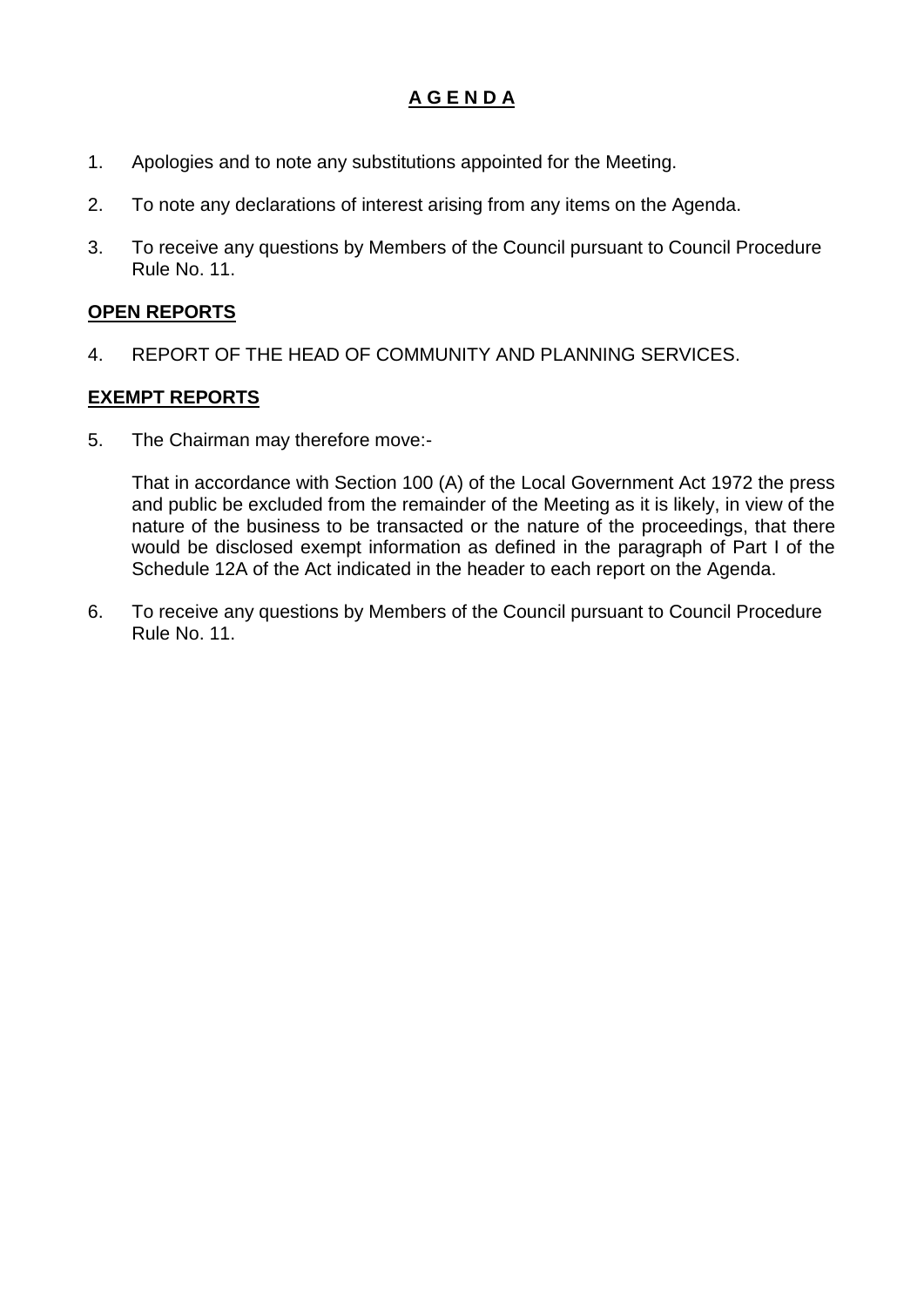# **A G E N D A**

1. Apologies and to note any substitutions appointed for the Meeting.

2. To note any declarations of interest arising from any items on the Agenda.

3. To receive any questions by Members of the Council pursuant to Council Procedure Rule No. 11.

## **OPEN REPORTS**

4. REPORT OF THE HEAD OF COMMUNITY AND PLANNING SERVICES.

## **EXEMPT REPORTS**

5. The Chairman may therefore move:-

   That in accordance with Section 100 (A) of the Local Government Act 1972 the press and public be excluded from the remainder of the Meeting as it is likely, in view of the nature of the business to be transacted or the nature of the proceedings, that there would be disclosed exempt information as defined in the paragraph of Part I of the Schedule 12A of the Act indicated in the header to each report on the Agenda.

6. To receive any questions by Members of the Council pursuant to Council Procedure Rule No. 11.